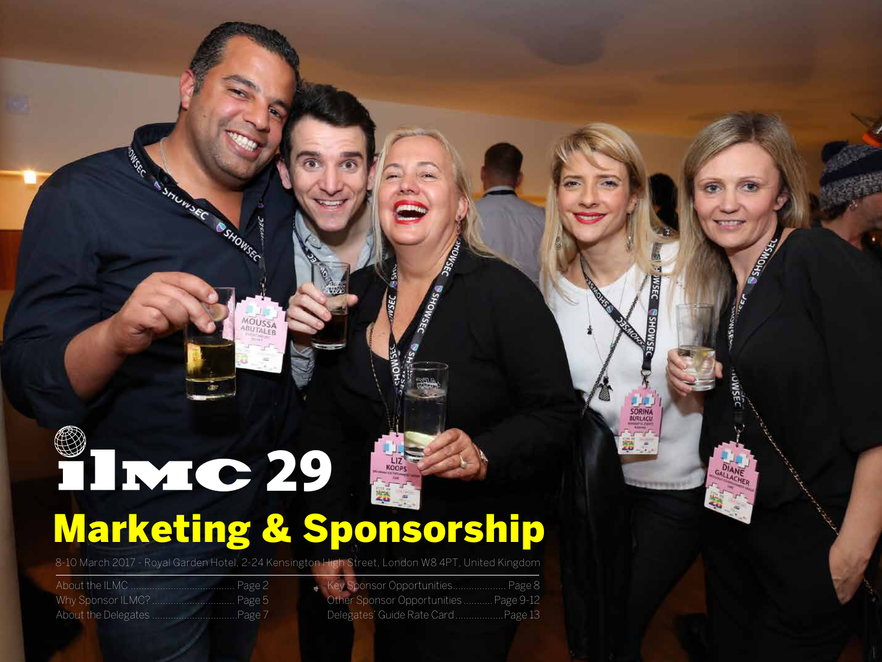# ILMC 29

# Marketing & Sponsorship

8-10 March 2017 - Royal Garden Hotel, 2-24 Kensington High Street, London W8 4PT, United Kingdom

About the ILMC ........................................ Page 2
Why Sponsor ILMC? ................................ Page 5
About the Delegates ................................. Page 7
Key Sponsor Opportunities..................... Page 8
Other Sponsor Opportunities ........... Page 9-12
Delegates' Guide Rate Card.................. Page 13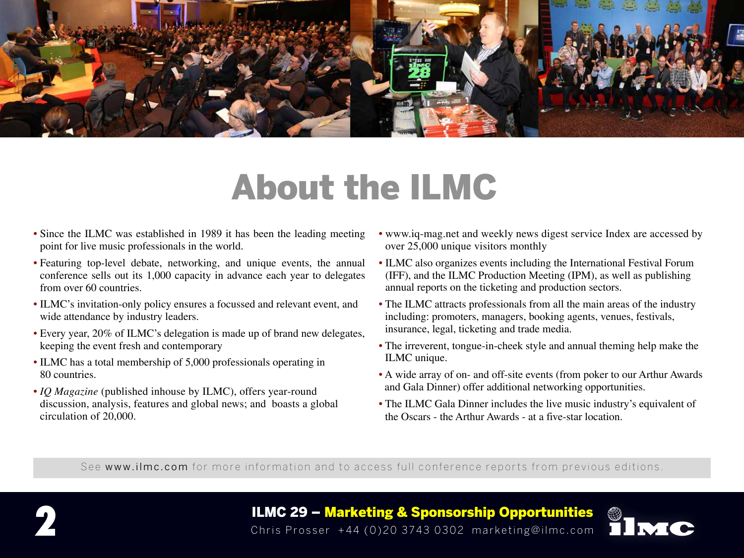# About the ILMC

- Since the ILMC was established in 1989 it has been the leading meeting point for live music professionals in the world.
- Featuring top-level debate, networking, and unique events, the annual conference sells out its 1,000 capacity in advance each year to delegates from over 60 countries.
- ILMC's invitation-only policy ensures a focussed and relevant event, and wide attendance by industry leaders.
- Every year, 20% of ILMC's delegation is made up of brand new delegates, keeping the event fresh and contemporary
- ILMC has a total membership of 5,000 professionals operating in 80 countries.
- *IQ Magazine* (published inhouse by ILMC), offers year-round discussion, analysis, features and global news; and boasts a global circulation of 20,000.
- www.iq-mag.net and weekly news digest service Index are accessed by over 25,000 unique visitors monthly
- ILMC also organizes events including the International Festival Forum (IFF), and the ILMC Production Meeting (IPM), as well as publishing annual reports on the ticketing and production sectors.
- The ILMC attracts professionals from all the main areas of the industry including: promoters, managers, booking agents, venues, festivals, insurance, legal, ticketing and trade media.
- The irreverent, tongue-in-cheek style and annual theming help make the ILMC unique.
- A wide array of on- and off-site events (from poker to our Arthur Awards and Gala Dinner) offer additional networking opportunities.
- The ILMC Gala Dinner includes the live music industry's equivalent of the Oscars - the Arthur Awards - at a five-star location.

See **www.ilmc.com** for more information and to access full conference reports from previous editions.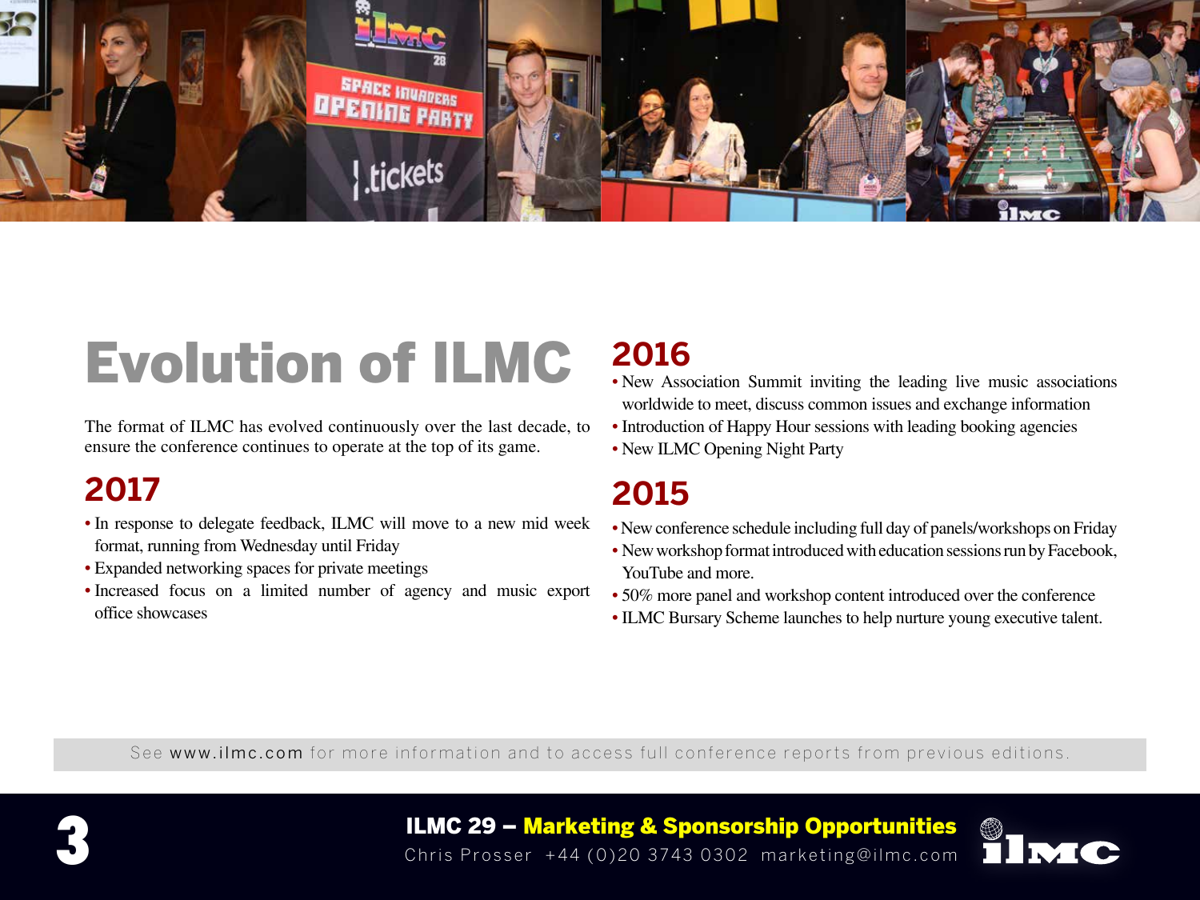# Evolution of ILMC

The format of ILMC has evolved continuously over the last decade, to ensure the conference continues to operate at the top of its game.

## 2017

- In response to delegate feedback, ILMC will move to a new mid week format, running from Wednesday until Friday
- Expanded networking spaces for private meetings
- Increased focus on a limited number of agency and music export office showcases

## 2016

- New Association Summit inviting the leading live music associations worldwide to meet, discuss common issues and exchange information
- Introduction of Happy Hour sessions with leading booking agencies
- New ILMC Opening Night Party

## 2015

- New conference schedule including full day of panels/workshops on Friday
- New workshop format introduced with education sessions run by Facebook, YouTube and more.
- 50% more panel and workshop content introduced over the conference
- ILMC Bursary Scheme launches to help nurture young executive talent.

See www.ilmc.com for more information and to access full conference reports from previous editions.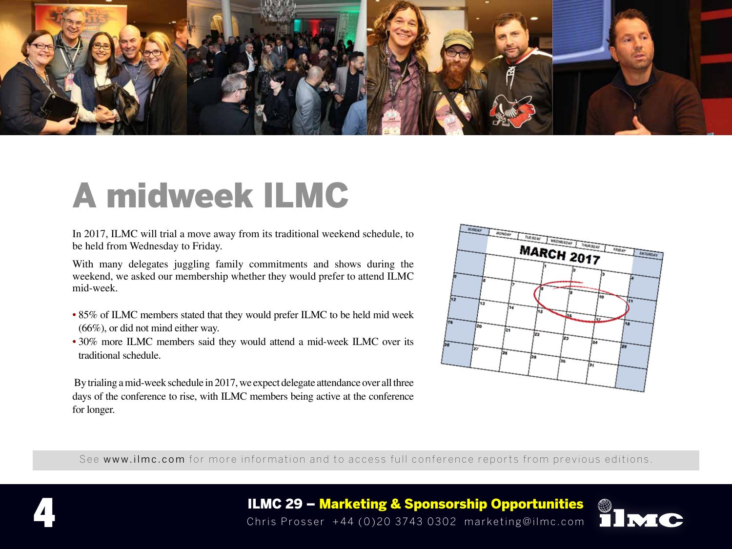# A midweek ILMC

In 2017, ILMC will trial a move away from its traditional weekend schedule, to be held from Wednesday to Friday.

With many delegates juggling family commitments and shows during the weekend, we asked our membership whether they would prefer to attend ILMC mid-week.

- 85% of ILMC members stated that they would prefer ILMC to be held mid week (66%), or did not mind either way.
- 30% more ILMC members said they would attend a mid-week ILMC over its traditional schedule.

By trialing a mid-week schedule in 2017, we expect delegate attendance over all three days of the conference to rise, with ILMC members being active at the conference for longer.

See www.ilmc.com for more information and to access full conference reports from previous editions.

**ILMC 29 – Marketing & Sponsorship Opportunities**
Chris Prosser +44 (0)20 3743 0302 marketing@ilmc.com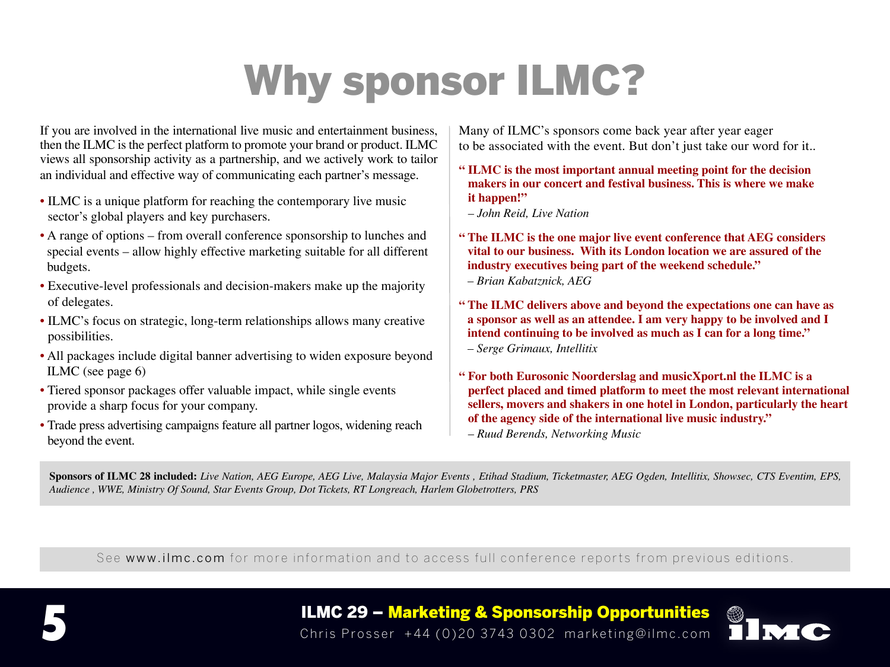# Why sponsor ILMC?

If you are involved in the international live music and entertainment business, then the ILMC is the perfect platform to promote your brand or product. ILMC views all sponsorship activity as a partnership, and we actively work to tailor an individual and effective way of communicating each partner's message.

- ILMC is a unique platform for reaching the contemporary live music sector's global players and key purchasers.
- A range of options – from overall conference sponsorship to lunches and special events – allow highly effective marketing suitable for all different budgets.
- Executive-level professionals and decision-makers make up the majority of delegates.
- ILMC's focus on strategic, long-term relationships allows many creative possibilities.
- All packages include digital banner advertising to widen exposure beyond ILMC (see page 6)
- Tiered sponsor packages offer valuable impact, while single events provide a sharp focus for your company.
- Trade press advertising campaigns feature all partner logos, widening reach beyond the event.

Many of ILMC's sponsors come back year after year eager to be associated with the event. But don't just take our word for it..

**"ILMC is the most important annual meeting point for the decision makers in our concert and festival business. This is where we make it happen!"**
*– John Reid, Live Nation*

**"The ILMC is the one major live event conference that AEG considers vital to our business. With its London location we are assured of the industry executives being part of the weekend schedule."**
*– Brian Kabatznick, AEG*

**"The ILMC delivers above and beyond the expectations one can have as a sponsor as well as an attendee. I am very happy to be involved and I intend continuing to be involved as much as I can for a long time."**
*– Serge Grimaux, Intellitix*

**"For both Eurosonic Noorderslag and musicXport.nl the ILMC is a perfect placed and timed platform to meet the most relevant international sellers, movers and shakers in one hotel in London, particularly the heart of the agency side of the international live music industry."**
*– Ruud Berends, Networking Music*

**Sponsors of ILMC 28 included:** *Live Nation, AEG Europe, AEG Live, Malaysia Major Events , Etihad Stadium, Ticketmaster, AEG Ogden, Intellitix, Showsec, CTS Eventim, EPS, Audience , WWE, Ministry Of Sound, Star Events Group, Dot Tickets, RT Longreach, Harlem Globetrotters, PRS*

See www.ilmc.com for more information and to access full conference reports from previous editions.

**ILMC 29 – Marketing & Sponsorship Opportunities**
Chris Prosser +44 (0)20 3743 0302 marketing@ilmc.com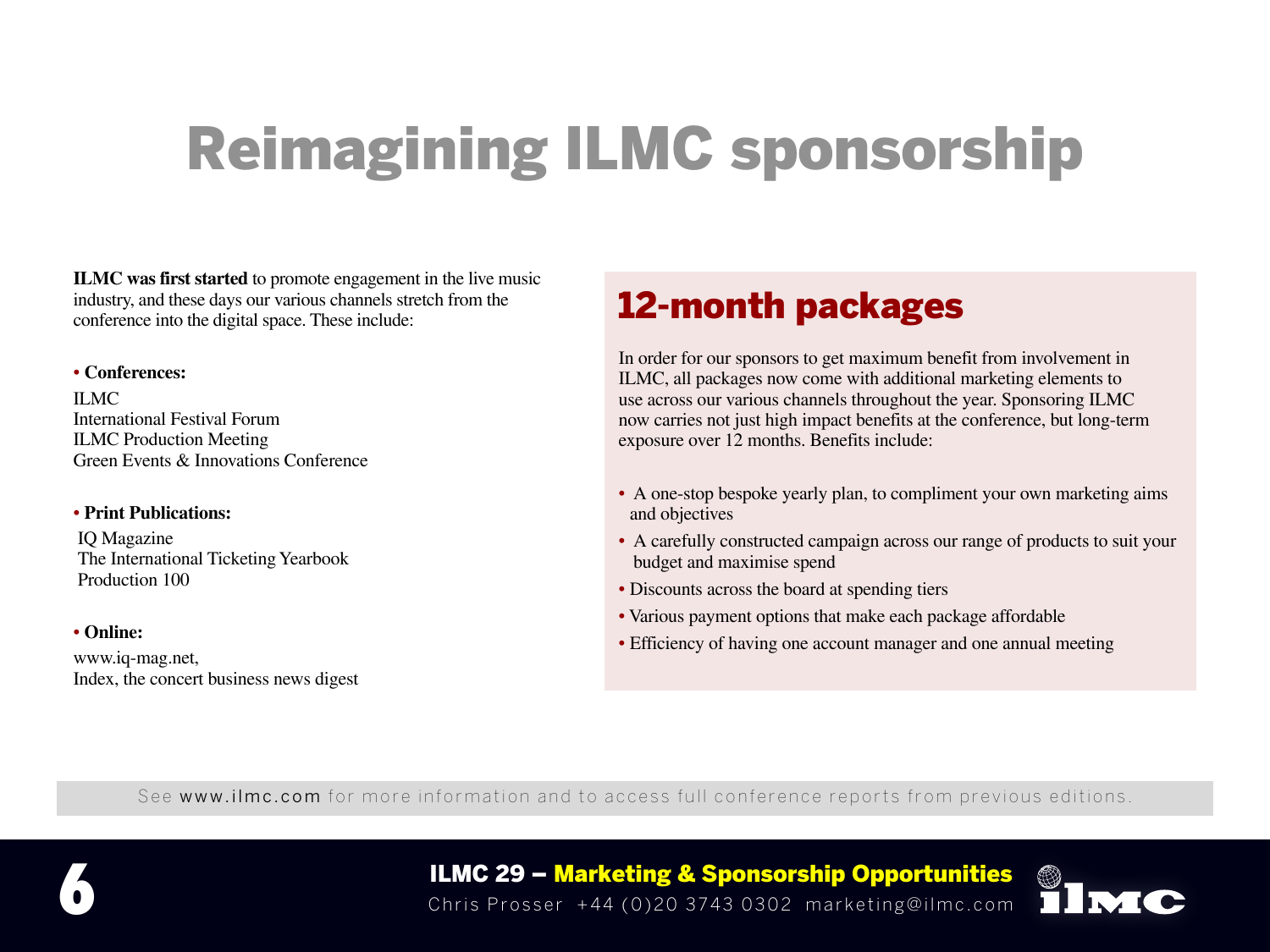# Reimagining ILMC sponsorship

**ILMC was first started** to promote engagement in the live music industry, and these days our various channels stretch from the conference into the digital space. These include:

- **Conferences:**

ILMC
International Festival Forum
ILMC Production Meeting
Green Events & Innovations Conference

- **Print Publications:**

IQ Magazine
The International Ticketing Yearbook
Production 100

- **Online:**

www.iq-mag.net,
Index, the concert business news digest

## 12-month packages

In order for our sponsors to get maximum benefit from involvement in ILMC, all packages now come with additional marketing elements to use across our various channels throughout the year. Sponsoring ILMC now carries not just high impact benefits at the conference, but long-term exposure over 12 months. Benefits include:

- A one-stop bespoke yearly plan, to compliment your own marketing aims and objectives
- A carefully constructed campaign across our range of products to suit your budget and maximise spend
- Discounts across the board at spending tiers
- Various payment options that make each package affordable
- Efficiency of having one account manager and one annual meeting

See www.ilmc.com for more information and to access full conference reports from previous editions.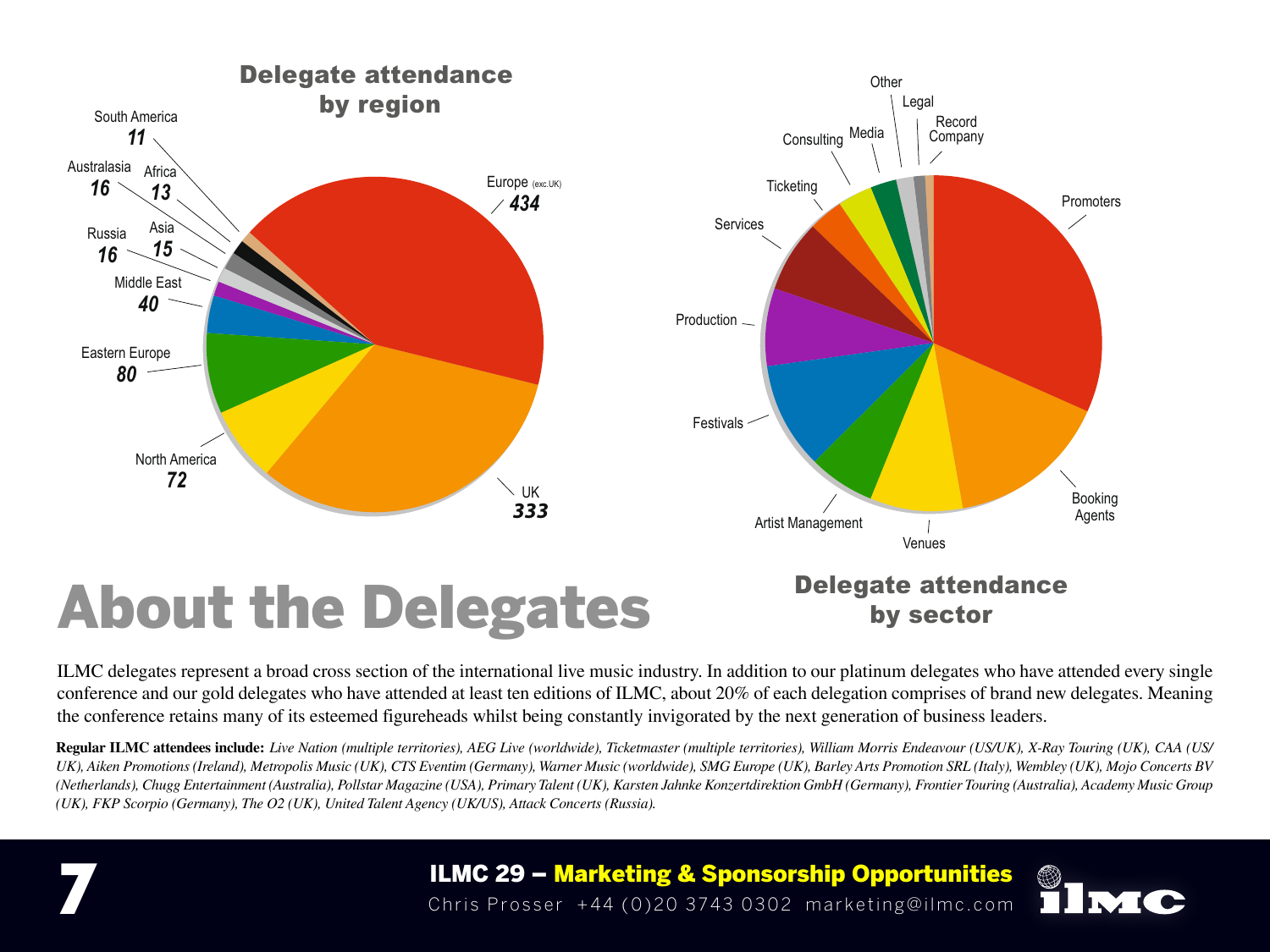## Delegate attendance by region

| Region | Delegates |
|---|---|
| Europe (exc.UK) | 434 |
| UK | 333 |
| North America | 72 |
| Eastern Europe | 80 |
| Middle East | 40 |
| Russia | 16 |
| Asia | 15 |
| Australasia | 16 |
| Africa | 13 |
| South America | 11 |

## Delegate attendance by sector

Promoters, Booking Agents, Venues, Artist Management, Festivals, Production, Services, Ticketing, Consulting, Media, Other, Legal, Record Company

# About the Delegates

ILMC delegates represent a broad cross section of the international live music industry. In addition to our platinum delegates who have attended every single conference and our gold delegates who have attended at least ten editions of ILMC, about 20% of each delegation comprises of brand new delegates. Meaning the conference retains many of its esteemed figureheads whilst being constantly invigorated by the next generation of business leaders.

**Regular ILMC attendees include:** *Live Nation (multiple territories), AEG Live (worldwide), Ticketmaster (multiple territories), William Morris Endeavour (US/UK), X-Ray Touring (UK), CAA (US/UK), Aiken Promotions (Ireland), Metropolis Music (UK), CTS Eventim (Germany), Warner Music (worldwide), SMG Europe (UK), Barley Arts Promotion SRL (Italy), Wembley (UK), Mojo Concerts BV (Netherlands), Chugg Entertainment (Australia), Pollstar Magazine (USA), Primary Talent (UK), Karsten Jahnke Konzertdirektion GmbH (Germany), Frontier Touring (Australia), Academy Music Group (UK), FKP Scorpio (Germany), The O2 (UK), United Talent Agency (UK/US), Attack Concerts (Russia).*

**ILMC 29 – Marketing & Sponsorship Opportunities**
Chris Prosser +44 (0)20 3743 0302 marketing@ilmc.com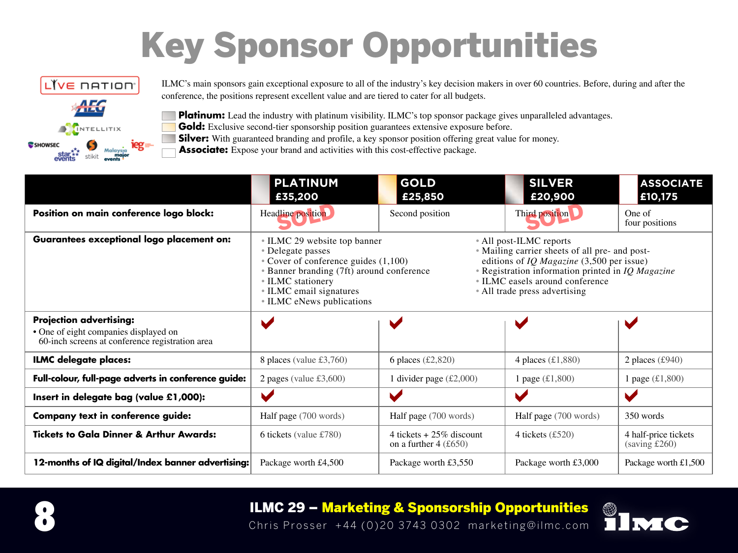# Key Sponsor Opportunities

ILMC's main sponsors gain exceptional exposure to all of the industry's key decision makers in over 60 countries. Before, during and after the conference, the positions represent excellent value and are tiered to cater for all budgets.

- **Platinum:** Lead the industry with platinum visibility. ILMC's top sponsor package gives unparalleled advantages.
- **Gold:** Exclusive second-tier sponsorship position guarantees extensive exposure before.
- **Silver:** With guaranteed branding and profile, a key sponsor position offering great value for money.
- **Associate:** Expose your brand and activities with this cost-effective package.

| | PLATINUM £35,200 | GOLD £25,850 | SILVER £20,900 | ASSOCIATE £10,175 |
|---|---|---|---|---|
| **Position on main conference logo block:** | Headline position SOLD | Second position | Third position SOLD | One of four positions |
| **Guarantees exceptional logo placement on:** | • ILMC 29 website top banner • Delegate passes • Cover of conference guides (1,100) • Banner branding (7ft) around conference • ILMC stationery • ILMC email signatures • ILMC eNews publications | • All post-ILMC reports • Mailing carrier sheets of all pre- and post-editions of *IQ Magazine* (3,500 per issue) • Registration information printed in *IQ Magazine* • ILMC easels around conference • All trade press advertising | | |
| **Projection advertising:** • One of eight companies displayed on 60-inch screens at conference registration area | ✔ | ✔ | ✔ | ✔ |
| **ILMC delegate places:** | 8 places (value £3,760) | 6 places (£2,820) | 4 places (£1,880) | 2 places (£940) |
| **Full-colour, full-page adverts in conference guide:** | 2 pages (value £3,600) | 1 divider page (£2,000) | 1 page (£1,800) | 1 page (£1,800) |
| **Insert in delegate bag (value £1,000):** | ✔ | ✔ | ✔ | ✔ |
| **Company text in conference guide:** | Half page (700 words) | Half page (700 words) | Half page (700 words) | 350 words |
| **Tickets to Gala Dinner & Arthur Awards:** | 6 tickets (value £780) | 4 tickets + 25% discount on a further 4 (£650) | 4 tickets (£520) | 4 half-price tickets (saving £260) |
| **12-months of IQ digital/Index banner advertising:** | Package worth £4,500 | Package worth £3,550 | Package worth £3,000 | Package worth £1,500 |

**ILMC 29 – Marketing & Sponsorship Opportunities**
Chris Prosser +44 (0)20 3743 0302 marketing@ilmc.com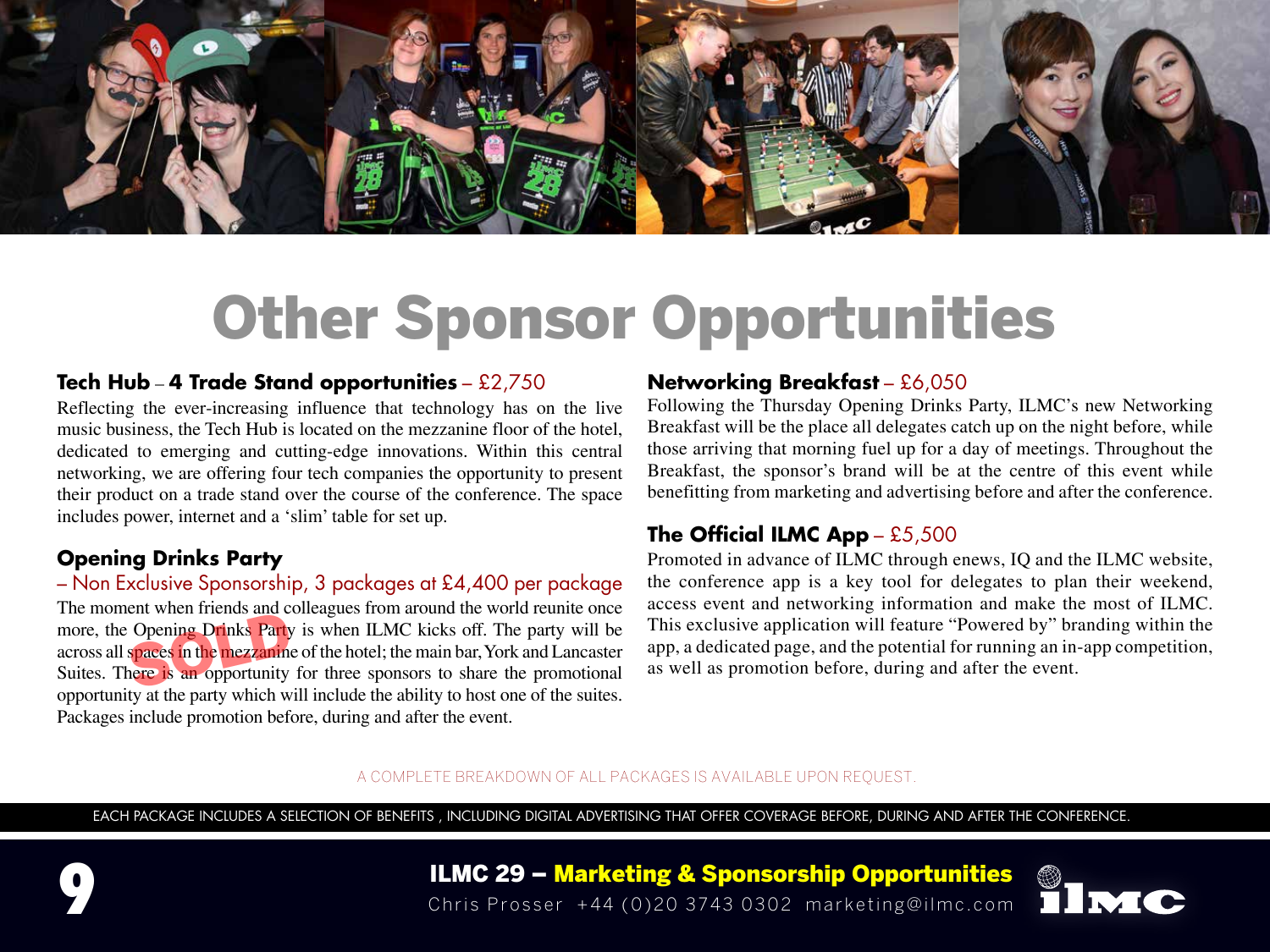# Other Sponsor Opportunities

### Tech Hub – 4 Trade Stand opportunities – £2,750

Reflecting the ever-increasing influence that technology has on the live music business, the Tech Hub is located on the mezzanine floor of the hotel, dedicated to emerging and cutting-edge innovations. Within this central networking, we are offering four tech companies the opportunity to present their product on a trade stand over the course of the conference. The space includes power, internet and a 'slim' table for set up.

### Opening Drinks Party

– Non Exclusive Sponsorship, 3 packages at £4,400 per package

SOLD

The moment when friends and colleagues from around the world reunite once more, the Opening Drinks Party is when ILMC kicks off. The party will be across all spaces in the mezzanine of the hotel; the main bar, York and Lancaster Suites. There is an opportunity for three sponsors to share the promotional opportunity at the party which will include the ability to host one of the suites. Packages include promotion before, during and after the event.

### Networking Breakfast – £6,050

Following the Thursday Opening Drinks Party, ILMC's new Networking Breakfast will be the place all delegates catch up on the night before, while those arriving that morning fuel up for a day of meetings. Throughout the Breakfast, the sponsor's brand will be at the centre of this event while benefitting from marketing and advertising before and after the conference.

### The Official ILMC App – £5,500

Promoted in advance of ILMC through enews, IQ and the ILMC website, the conference app is a key tool for delegates to plan their weekend, access event and networking information and make the most of ILMC. This exclusive application will feature "Powered by" branding within the app, a dedicated page, and the potential for running an in-app competition, as well as promotion before, during and after the event.

A COMPLETE BREAKDOWN OF ALL PACKAGES IS AVAILABLE UPON REQUEST.

EACH PACKAGE INCLUDES A SELECTION OF BENEFITS , INCLUDING DIGITAL ADVERTISING THAT OFFER COVERAGE BEFORE, DURING AND AFTER THE CONFERENCE.

**ILMC 29 – Marketing & Sponsorship Opportunities**
Chris Prosser +44 (0)20 3743 0302 marketing@ilmc.com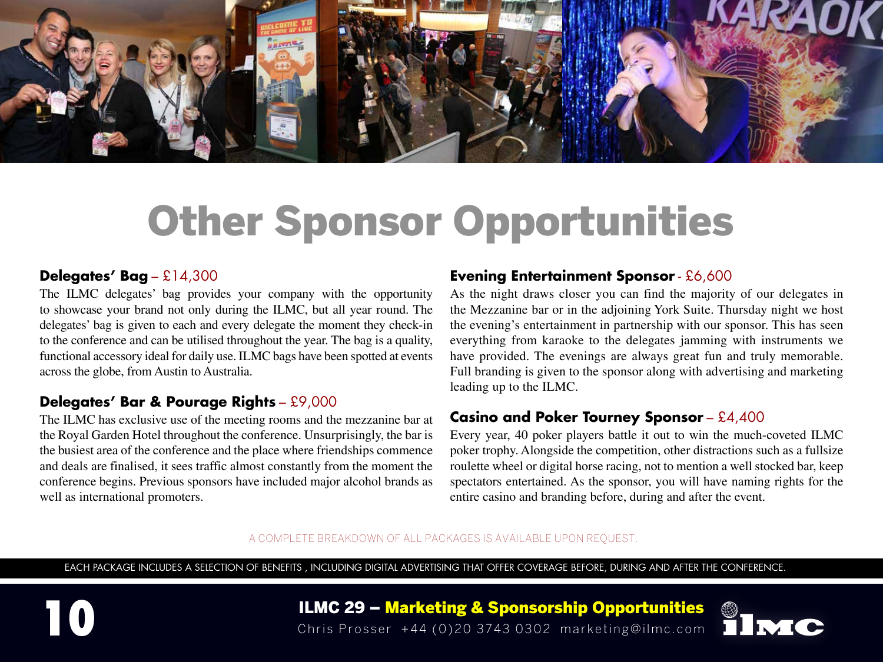# Other Sponsor Opportunities

### Delegates' Bag – £14,300

The ILMC delegates' bag provides your company with the opportunity to showcase your brand not only during the ILMC, but all year round. The delegates' bag is given to each and every delegate the moment they check-in to the conference and can be utilised throughout the year. The bag is a quality, functional accessory ideal for daily use. ILMC bags have been spotted at events across the globe, from Austin to Australia.

### Delegates' Bar & Pourage Rights – £9,000

The ILMC has exclusive use of the meeting rooms and the mezzanine bar at the Royal Garden Hotel throughout the conference. Unsurprisingly, the bar is the busiest area of the conference and the place where friendships commence and deals are finalised, it sees traffic almost constantly from the moment the conference begins. Previous sponsors have included major alcohol brands as well as international promoters.

### Evening Entertainment Sponsor - £6,600

As the night draws closer you can find the majority of our delegates in the Mezzanine bar or in the adjoining York Suite. Thursday night we host the evening's entertainment in partnership with our sponsor. This has seen everything from karaoke to the delegates jamming with instruments we have provided. The evenings are always great fun and truly memorable. Full branding is given to the sponsor along with advertising and marketing leading up to the ILMC.

### Casino and Poker Tourney Sponsor – £4,400

Every year, 40 poker players battle it out to win the much-coveted ILMC poker trophy. Alongside the competition, other distractions such as a fullsize roulette wheel or digital horse racing, not to mention a well stocked bar, keep spectators entertained. As the sponsor, you will have naming rights for the entire casino and branding before, during and after the event.

A COMPLETE BREAKDOWN OF ALL PACKAGES IS AVAILABLE UPON REQUEST.

EACH PACKAGE INCLUDES A SELECTION OF BENEFITS , INCLUDING DIGITAL ADVERTISING THAT OFFER COVERAGE BEFORE, DURING AND AFTER THE CONFERENCE.

**ILMC 29 – Marketing & Sponsorship Opportunities**
Chris Prosser +44 (0)20 3743 0302 marketing@ilmc.com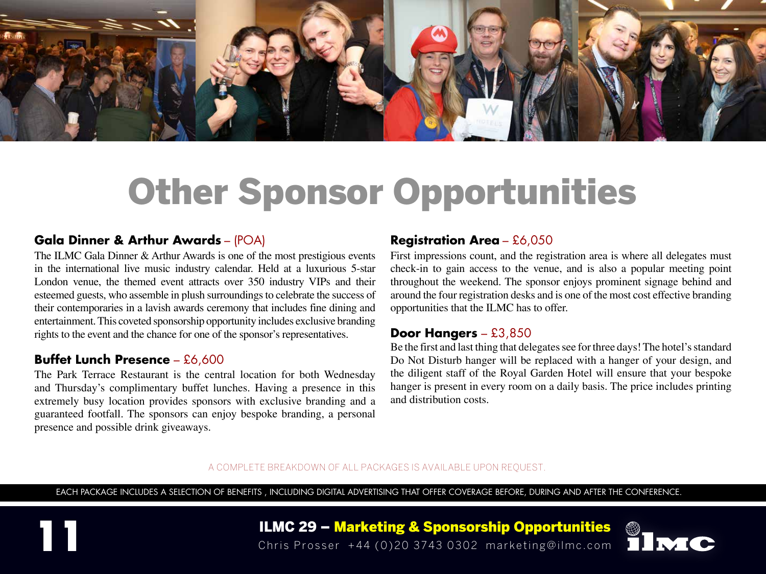# Other Sponsor Opportunities

### **Gala Dinner & Arthur Awards** – (POA)

The ILMC Gala Dinner & Arthur Awards is one of the most prestigious events in the international live music industry calendar. Held at a luxurious 5-star London venue, the themed event attracts over 350 industry VIPs and their esteemed guests, who assemble in plush surroundings to celebrate the success of their contemporaries in a lavish awards ceremony that includes fine dining and entertainment. This coveted sponsorship opportunity includes exclusive branding rights to the event and the chance for one of the sponsor's representatives.

### **Buffet Lunch Presence** – £6,600

The Park Terrace Restaurant is the central location for both Wednesday and Thursday's complimentary buffet lunches. Having a presence in this extremely busy location provides sponsors with exclusive branding and a guaranteed footfall. The sponsors can enjoy bespoke branding, a personal presence and possible drink giveaways.

### **Registration Area** – £6,050

First impressions count, and the registration area is where all delegates must check-in to gain access to the venue, and is also a popular meeting point throughout the weekend. The sponsor enjoys prominent signage behind and around the four registration desks and is one of the most cost effective branding opportunities that the ILMC has to offer.

### **Door Hangers** – £3,850

Be the first and last thing that delegates see for three days! The hotel's standard Do Not Disturb hanger will be replaced with a hanger of your design, and the diligent staff of the Royal Garden Hotel will ensure that your bespoke hanger is present in every room on a daily basis. The price includes printing and distribution costs.

A COMPLETE BREAKDOWN OF ALL PACKAGES IS AVAILABLE UPON REQUEST.

EACH PACKAGE INCLUDES A SELECTION OF BENEFITS , INCLUDING DIGITAL ADVERTISING THAT OFFER COVERAGE BEFORE, DURING AND AFTER THE CONFERENCE.

**ILMC 29 – Marketing & Sponsorship Opportunities**
Chris Prosser +44 (0)20 3743 0302 marketing@ilmc.com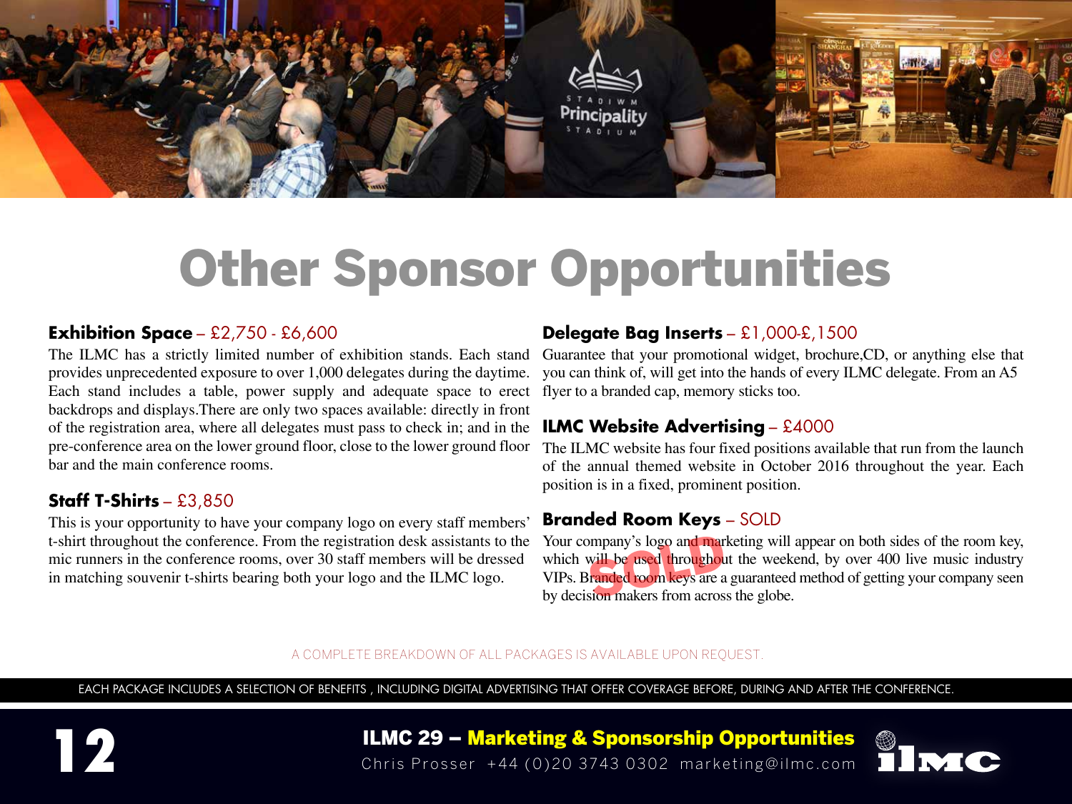# Other Sponsor Opportunities

### Exhibition Space – £2,750 - £6,600

The ILMC has a strictly limited number of exhibition stands. Each stand provides unprecedented exposure to over 1,000 delegates during the daytime. Each stand includes a table, power supply and adequate space to erect backdrops and displays.There are only two spaces available: directly in front of the registration area, where all delegates must pass to check in; and in the pre-conference area on the lower ground floor, close to the lower ground floor bar and the main conference rooms.

### Staff T-Shirts – £3,850

This is your opportunity to have your company logo on every staff members' t-shirt throughout the conference. From the registration desk assistants to the mic runners in the conference rooms, over 30 staff members will be dressed in matching souvenir t-shirts bearing both your logo and the ILMC logo.

### Delegate Bag Inserts – £1,000-£,1500

Guarantee that your promotional widget, brochure,CD, or anything else that you can think of, will get into the hands of every ILMC delegate. From an A5 flyer to a branded cap, memory sticks too.

### ILMC Website Advertising – £4000

The ILMC website has four fixed positions available that run from the launch of the annual themed website in October 2016 throughout the year. Each position is in a fixed, prominent position.

### Branded Room Keys – SOLD

Your company's logo and marketing will appear on both sides of the room key, which will be used throughout the weekend, by over 400 live music industry VIPs. Branded room keys are a guaranteed method of getting your company seen by decision makers from across the globe.

SOLD

A COMPLETE BREAKDOWN OF ALL PACKAGES IS AVAILABLE UPON REQUEST.

EACH PACKAGE INCLUDES A SELECTION OF BENEFITS , INCLUDING DIGITAL ADVERTISING THAT OFFER COVERAGE BEFORE, DURING AND AFTER THE CONFERENCE.

**ILMC 29 – Marketing & Sponsorship Opportunities**

Chris Prosser +44 (0)20 3743 0302 marketing@ilmc.com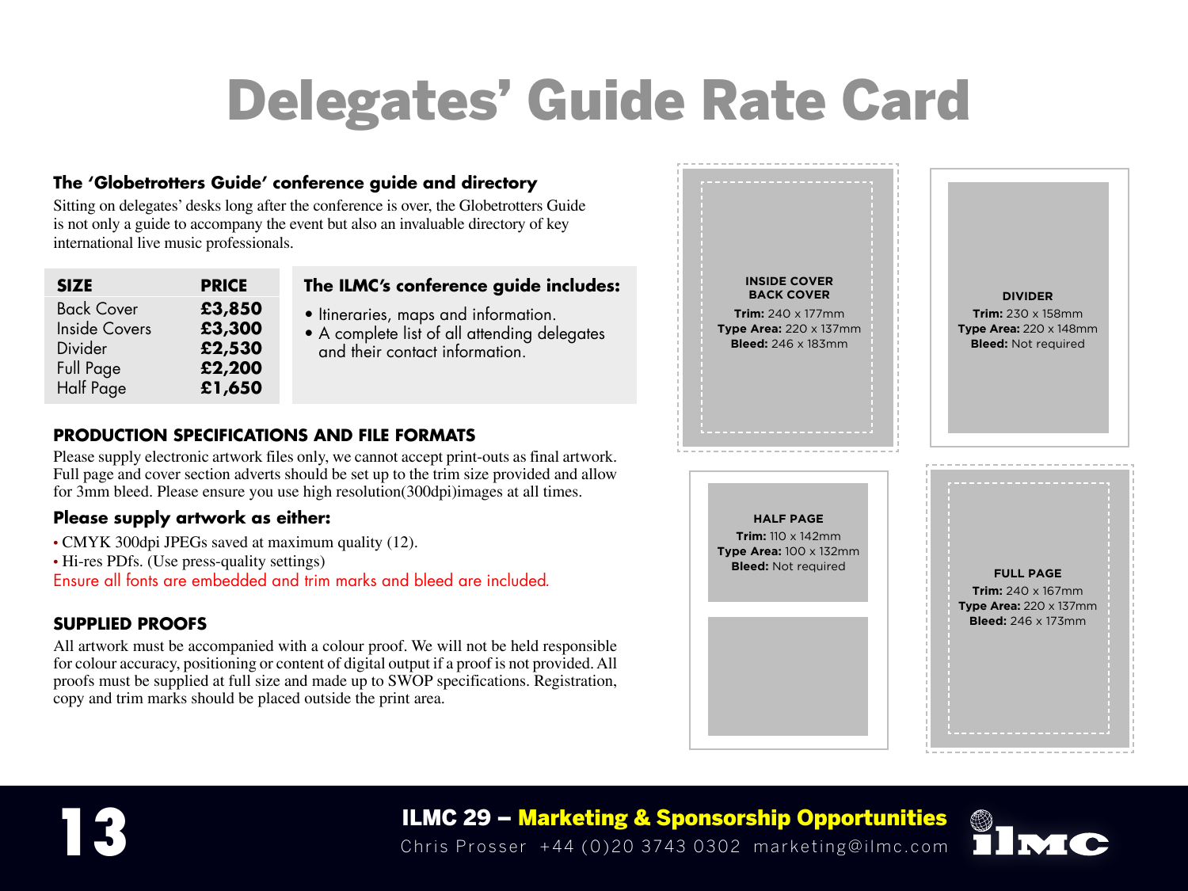# Delegates' Guide Rate Card

### The 'Globetrotters Guide' conference guide and directory

Sitting on delegates' desks long after the conference is over, the Globetrotters Guide is not only a guide to accompany the event but also an invaluable directory of key international live music professionals.

| SIZE | PRICE |
|---|---|
| Back Cover | £3,850 |
| Inside Covers | £3,300 |
| Divider | £2,530 |
| Full Page | £2,200 |
| Half Page | £1,650 |

### The ILMC's conference guide includes:

- Itineraries, maps and information.
- A complete list of all attending delegates and their contact information.

### PRODUCTION SPECIFICATIONS AND FILE FORMATS

Please supply electronic artwork files only, we cannot accept print-outs as final artwork. Full page and cover section adverts should be set up to the trim size provided and allow for 3mm bleed. Please ensure you use high resolution(300dpi)images at all times.

### Please supply artwork as either:

- CMYK 300dpi JPEGs saved at maximum quality (12).
- Hi-res PDfs. (Use press-quality settings)

Ensure all fonts are embedded and trim marks and bleed are included.

### SUPPLIED PROOFS

All artwork must be accompanied with a colour proof. We will not be held responsible for colour accuracy, positioning or content of digital output if a proof is not provided. All proofs must be supplied at full size and made up to SWOP specifications. Registration, copy and trim marks should be placed outside the print area.

**INSIDE COVER / BACK COVER**
**Trim:** 240 x 177mm
**Type Area:** 220 x 137mm
**Bleed:** 246 x 183mm

**DIVIDER**
**Trim:** 230 x 158mm
**Type Area:** 220 x 148mm
**Bleed:** Not required

**HALF PAGE**
**Trim:** 110 x 142mm
**Type Area:** 100 x 132mm
**Bleed:** Not required

**FULL PAGE**
**Trim:** 240 x 167mm
**Type Area:** 220 x 137mm
**Bleed:** 246 x 173mm

**ILMC 29 – Marketing & Sponsorship Opportunities**
Chris Prosser +44 (0)20 3743 0302 marketing@ilmc.com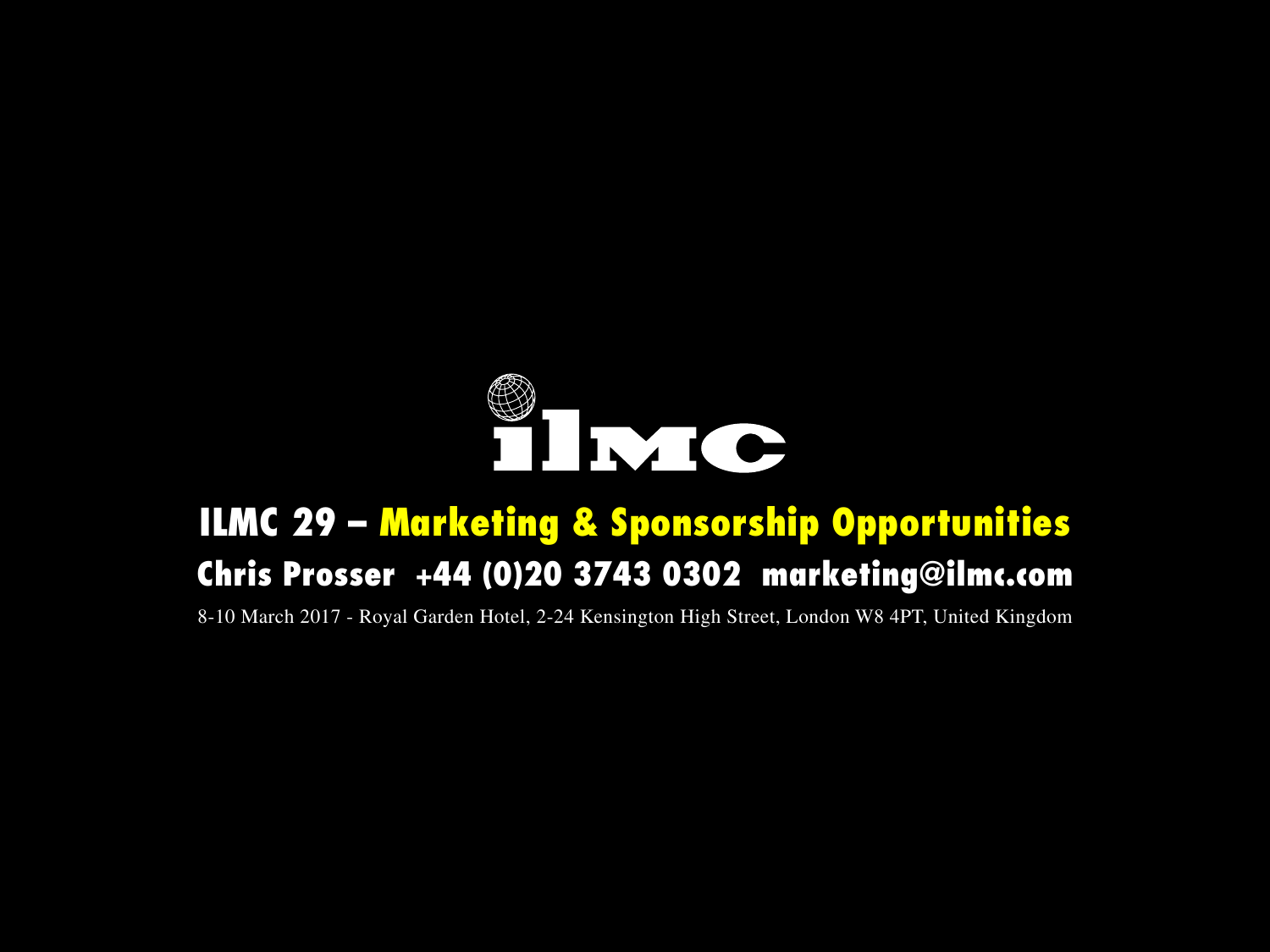ilmc

# ILMC 29 – Marketing & Sponsorship Opportunities

## Chris Prosser +44 (0)20 3743 0302 marketing@ilmc.com

8-10 March 2017 - Royal Garden Hotel, 2-24 Kensington High Street, London W8 4PT, United Kingdom